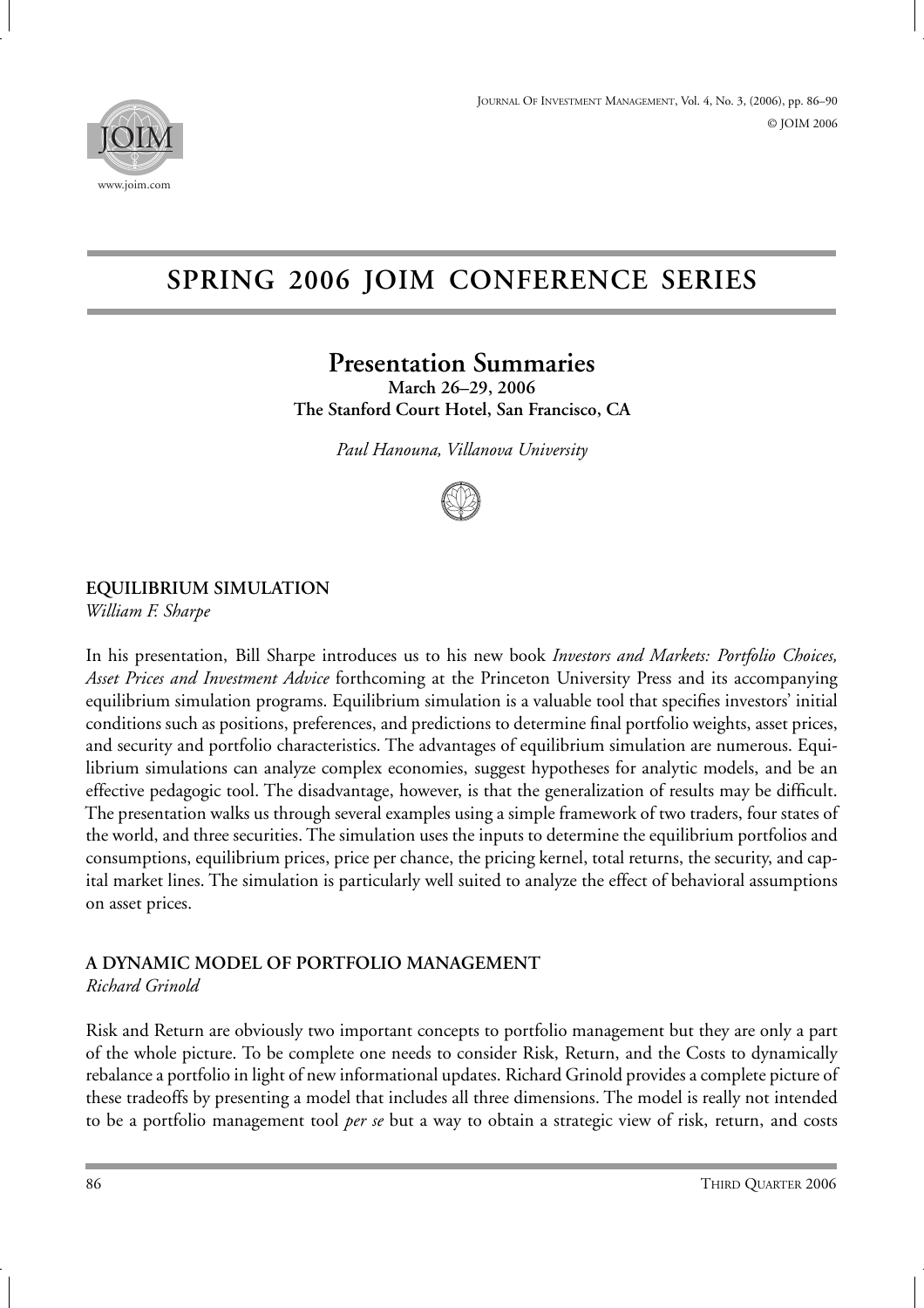# SPRING 2006 JOIM CONFERENCE SERIES

## Presentation Summaries

**March 26–29, 2006**
**The Stanford Court Hotel, San Francisco, CA**

*Paul Hanouna, Villanova University*

### EQUILIBRIUM SIMULATION

*William F. Sharpe*

In his presentation, Bill Sharpe introduces us to his new book *Investors and Markets: Portfolio Choices, Asset Prices and Investment Advice* forthcoming at the Princeton University Press and its accompanying equilibrium simulation programs. Equilibrium simulation is a valuable tool that specifies investors' initial conditions such as positions, preferences, and predictions to determine final portfolio weights, asset prices, and security and portfolio characteristics. The advantages of equilibrium simulation are numerous. Equilibrium simulations can analyze complex economies, suggest hypotheses for analytic models, and be an effective pedagogic tool. The disadvantage, however, is that the generalization of results may be difficult. The presentation walks us through several examples using a simple framework of two traders, four states of the world, and three securities. The simulation uses the inputs to determine the equilibrium portfolios and consumptions, equilibrium prices, price per chance, the pricing kernel, total returns, the security, and capital market lines. The simulation is particularly well suited to analyze the effect of behavioral assumptions on asset prices.

### A DYNAMIC MODEL OF PORTFOLIO MANAGEMENT

*Richard Grinold*

Risk and Return are obviously two important concepts to portfolio management but they are only a part of the whole picture. To be complete one needs to consider Risk, Return, and the Costs to dynamically rebalance a portfolio in light of new informational updates. Richard Grinold provides a complete picture of these tradeoffs by presenting a model that includes all three dimensions. The model is really not intended to be a portfolio management tool *per se* but a way to obtain a strategic view of risk, return, and costs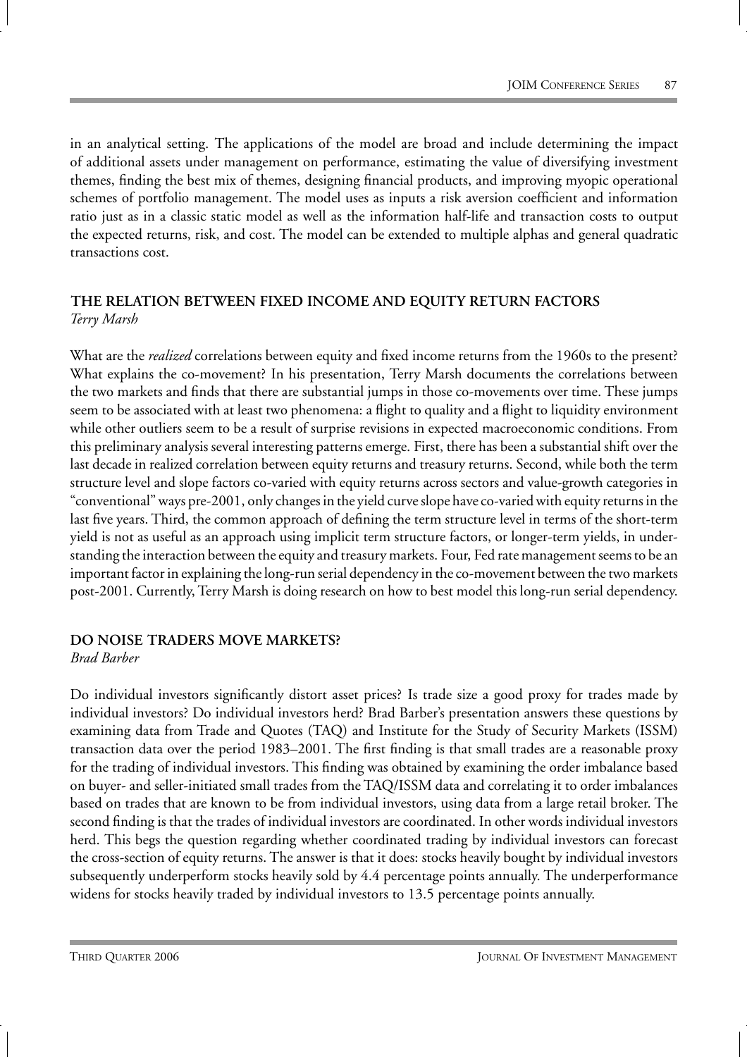in an analytical setting. The applications of the model are broad and include determining the impact of additional assets under management on performance, estimating the value of diversifying investment themes, finding the best mix of themes, designing financial products, and improving myopic operational schemes of portfolio management. The model uses as inputs a risk aversion coefficient and information ratio just as in a classic static model as well as the information half-life and transaction costs to output the expected returns, risk, and cost. The model can be extended to multiple alphas and general quadratic transactions cost.

## THE RELATION BETWEEN FIXED INCOME AND EQUITY RETURN FACTORS

*Terry Marsh*

What are the *realized* correlations between equity and fixed income returns from the 1960s to the present? What explains the co-movement? In his presentation, Terry Marsh documents the correlations between the two markets and finds that there are substantial jumps in those co-movements over time. These jumps seem to be associated with at least two phenomena: a flight to quality and a flight to liquidity environment while other outliers seem to be a result of surprise revisions in expected macroeconomic conditions. From this preliminary analysis several interesting patterns emerge. First, there has been a substantial shift over the last decade in realized correlation between equity returns and treasury returns. Second, while both the term structure level and slope factors co-varied with equity returns across sectors and value-growth categories in "conventional" ways pre-2001, only changes in the yield curve slope have co-varied with equity returns in the last five years. Third, the common approach of defining the term structure level in terms of the short-term yield is not as useful as an approach using implicit term structure factors, or longer-term yields, in understanding the interaction between the equity and treasury markets. Four, Fed rate management seems to be an important factor in explaining the long-run serial dependency in the co-movement between the two markets post-2001. Currently, Terry Marsh is doing research on how to best model this long-run serial dependency.

## DO NOISE TRADERS MOVE MARKETS?

*Brad Barber*

Do individual investors significantly distort asset prices? Is trade size a good proxy for trades made by individual investors? Do individual investors herd? Brad Barber's presentation answers these questions by examining data from Trade and Quotes (TAQ) and Institute for the Study of Security Markets (ISSM) transaction data over the period 1983–2001. The first finding is that small trades are a reasonable proxy for the trading of individual investors. This finding was obtained by examining the order imbalance based on buyer- and seller-initiated small trades from the TAQ/ISSM data and correlating it to order imbalances based on trades that are known to be from individual investors, using data from a large retail broker. The second finding is that the trades of individual investors are coordinated. In other words individual investors herd. This begs the question regarding whether coordinated trading by individual investors can forecast the cross-section of equity returns. The answer is that it does: stocks heavily bought by individual investors subsequently underperform stocks heavily sold by 4.4 percentage points annually. The underperformance widens for stocks heavily traded by individual investors to 13.5 percentage points annually.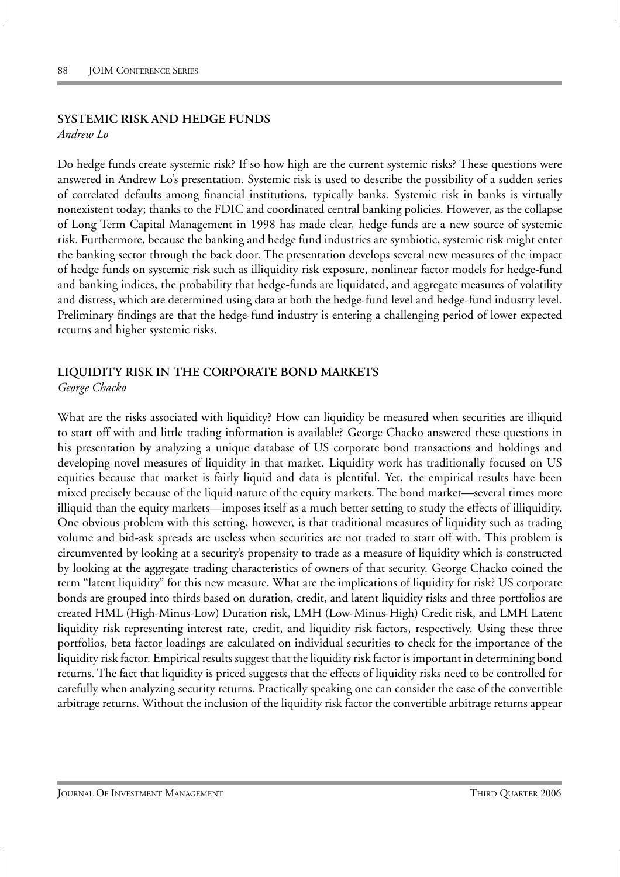## SYSTEMIC RISK AND HEDGE FUNDS

*Andrew Lo*

Do hedge funds create systemic risk? If so how high are the current systemic risks? These questions were answered in Andrew Lo's presentation. Systemic risk is used to describe the possibility of a sudden series of correlated defaults among financial institutions, typically banks. Systemic risk in banks is virtually nonexistent today; thanks to the FDIC and coordinated central banking policies. However, as the collapse of Long Term Capital Management in 1998 has made clear, hedge funds are a new source of systemic risk. Furthermore, because the banking and hedge fund industries are symbiotic, systemic risk might enter the banking sector through the back door. The presentation develops several new measures of the impact of hedge funds on systemic risk such as illiquidity risk exposure, nonlinear factor models for hedge-fund and banking indices, the probability that hedge-funds are liquidated, and aggregate measures of volatility and distress, which are determined using data at both the hedge-fund level and hedge-fund industry level. Preliminary findings are that the hedge-fund industry is entering a challenging period of lower expected returns and higher systemic risks.

## LIQUIDITY RISK IN THE CORPORATE BOND MARKETS

*George Chacko*

What are the risks associated with liquidity? How can liquidity be measured when securities are illiquid to start off with and little trading information is available? George Chacko answered these questions in his presentation by analyzing a unique database of US corporate bond transactions and holdings and developing novel measures of liquidity in that market. Liquidity work has traditionally focused on US equities because that market is fairly liquid and data is plentiful. Yet, the empirical results have been mixed precisely because of the liquid nature of the equity markets. The bond market—several times more illiquid than the equity markets—imposes itself as a much better setting to study the effects of illiquidity. One obvious problem with this setting, however, is that traditional measures of liquidity such as trading volume and bid-ask spreads are useless when securities are not traded to start off with. This problem is circumvented by looking at a security's propensity to trade as a measure of liquidity which is constructed by looking at the aggregate trading characteristics of owners of that security. George Chacko coined the term "latent liquidity" for this new measure. What are the implications of liquidity for risk? US corporate bonds are grouped into thirds based on duration, credit, and latent liquidity risks and three portfolios are created HML (High-Minus-Low) Duration risk, LMH (Low-Minus-High) Credit risk, and LMH Latent liquidity risk representing interest rate, credit, and liquidity risk factors, respectively. Using these three portfolios, beta factor loadings are calculated on individual securities to check for the importance of the liquidity risk factor. Empirical results suggest that the liquidity risk factor is important in determining bond returns. The fact that liquidity is priced suggests that the effects of liquidity risks need to be controlled for carefully when analyzing security returns. Practically speaking one can consider the case of the convertible arbitrage returns. Without the inclusion of the liquidity risk factor the convertible arbitrage returns appear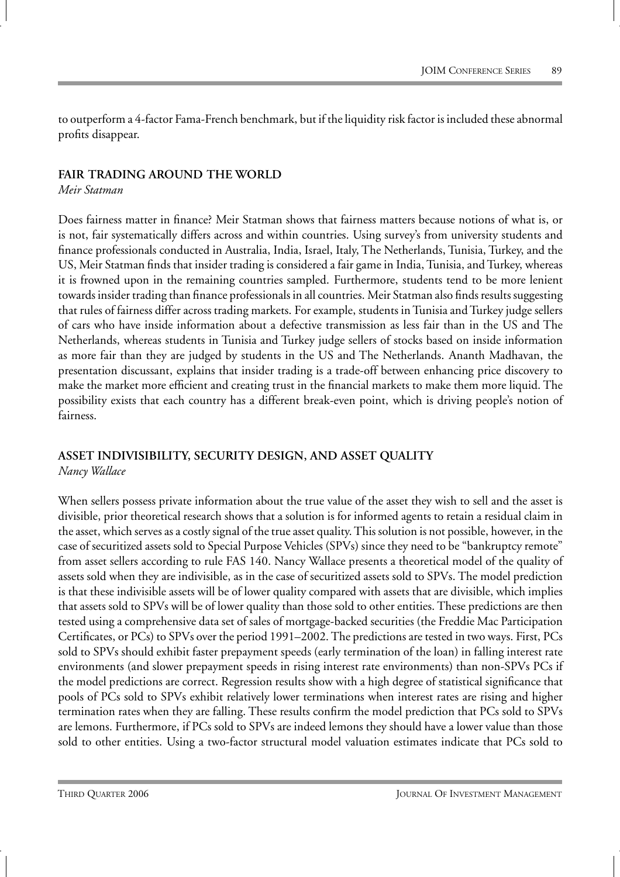to outperform a 4-factor Fama-French benchmark, but if the liquidity risk factor is included these abnormal profits disappear.

## FAIR TRADING AROUND THE WORLD

*Meir Statman*

Does fairness matter in finance? Meir Statman shows that fairness matters because notions of what is, or is not, fair systematically differs across and within countries. Using survey's from university students and finance professionals conducted in Australia, India, Israel, Italy, The Netherlands, Tunisia, Turkey, and the US, Meir Statman finds that insider trading is considered a fair game in India, Tunisia, and Turkey, whereas it is frowned upon in the remaining countries sampled. Furthermore, students tend to be more lenient towards insider trading than finance professionals in all countries. Meir Statman also finds results suggesting that rules of fairness differ across trading markets. For example, students in Tunisia and Turkey judge sellers of cars who have inside information about a defective transmission as less fair than in the US and The Netherlands, whereas students in Tunisia and Turkey judge sellers of stocks based on inside information as more fair than they are judged by students in the US and The Netherlands. Ananth Madhavan, the presentation discussant, explains that insider trading is a trade-off between enhancing price discovery to make the market more efficient and creating trust in the financial markets to make them more liquid. The possibility exists that each country has a different break-even point, which is driving people's notion of fairness.

## ASSET INDIVISIBILITY, SECURITY DESIGN, AND ASSET QUALITY

*Nancy Wallace*

When sellers possess private information about the true value of the asset they wish to sell and the asset is divisible, prior theoretical research shows that a solution is for informed agents to retain a residual claim in the asset, which serves as a costly signal of the true asset quality. This solution is not possible, however, in the case of securitized assets sold to Special Purpose Vehicles (SPVs) since they need to be "bankruptcy remote" from asset sellers according to rule FAS 140. Nancy Wallace presents a theoretical model of the quality of assets sold when they are indivisible, as in the case of securitized assets sold to SPVs. The model prediction is that these indivisible assets will be of lower quality compared with assets that are divisible, which implies that assets sold to SPVs will be of lower quality than those sold to other entities. These predictions are then tested using a comprehensive data set of sales of mortgage-backed securities (the Freddie Mac Participation Certificates, or PCs) to SPVs over the period 1991–2002. The predictions are tested in two ways. First, PCs sold to SPVs should exhibit faster prepayment speeds (early termination of the loan) in falling interest rate environments (and slower prepayment speeds in rising interest rate environments) than non-SPVs PCs if the model predictions are correct. Regression results show with a high degree of statistical significance that pools of PCs sold to SPVs exhibit relatively lower terminations when interest rates are rising and higher termination rates when they are falling. These results confirm the model prediction that PCs sold to SPVs are lemons. Furthermore, if PCs sold to SPVs are indeed lemons they should have a lower value than those sold to other entities. Using a two-factor structural model valuation estimates indicate that PCs sold to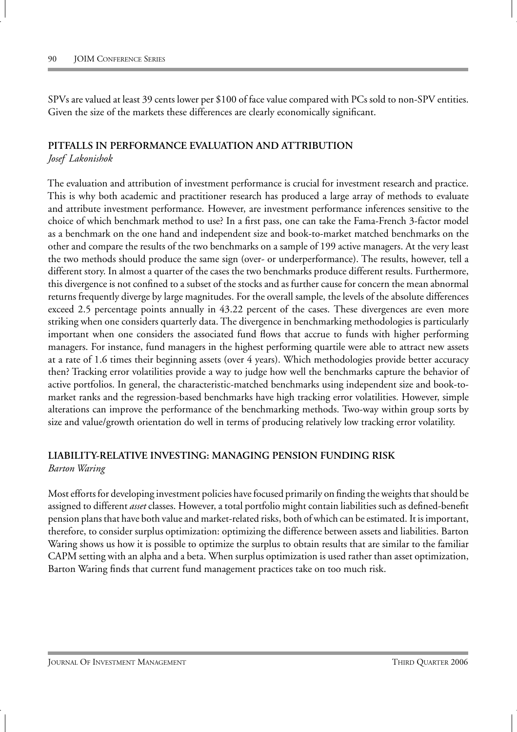SPVs are valued at least 39 cents lower per $100 of face value compared with PCs sold to non-SPV entities. Given the size of the markets these differences are clearly economically significant.

## PITFALLS IN PERFORMANCE EVALUATION AND ATTRIBUTION

*Josef Lakonishok*

The evaluation and attribution of investment performance is crucial for investment research and practice. This is why both academic and practitioner research has produced a large array of methods to evaluate and attribute investment performance. However, are investment performance inferences sensitive to the choice of which benchmark method to use? In a first pass, one can take the Fama-French 3-factor model as a benchmark on the one hand and independent size and book-to-market matched benchmarks on the other and compare the results of the two benchmarks on a sample of 199 active managers. At the very least the two methods should produce the same sign (over- or underperformance). The results, however, tell a different story. In almost a quarter of the cases the two benchmarks produce different results. Furthermore, this divergence is not confined to a subset of the stocks and as further cause for concern the mean abnormal returns frequently diverge by large magnitudes. For the overall sample, the levels of the absolute differences exceed 2.5 percentage points annually in 43.22 percent of the cases. These divergences are even more striking when one considers quarterly data. The divergence in benchmarking methodologies is particularly important when one considers the associated fund flows that accrue to funds with higher performing managers. For instance, fund managers in the highest performing quartile were able to attract new assets at a rate of 1.6 times their beginning assets (over 4 years). Which methodologies provide better accuracy then? Tracking error volatilities provide a way to judge how well the benchmarks capture the behavior of active portfolios. In general, the characteristic-matched benchmarks using independent size and book-to-market ranks and the regression-based benchmarks have high tracking error volatilities. However, simple alterations can improve the performance of the benchmarking methods. Two-way within group sorts by size and value/growth orientation do well in terms of producing relatively low tracking error volatility.

## LIABILITY-RELATIVE INVESTING: MANAGING PENSION FUNDING RISK

*Barton Waring*

Most efforts for developing investment policies have focused primarily on finding the weights that should be assigned to different *asset* classes. However, a total portfolio might contain liabilities such as defined-benefit pension plans that have both value and market-related risks, both of which can be estimated. It is important, therefore, to consider surplus optimization: optimizing the difference between assets and liabilities. Barton Waring shows us how it is possible to optimize the surplus to obtain results that are similar to the familiar CAPM setting with an alpha and a beta. When surplus optimization is used rather than asset optimization, Barton Waring finds that current fund management practices take on too much risk.